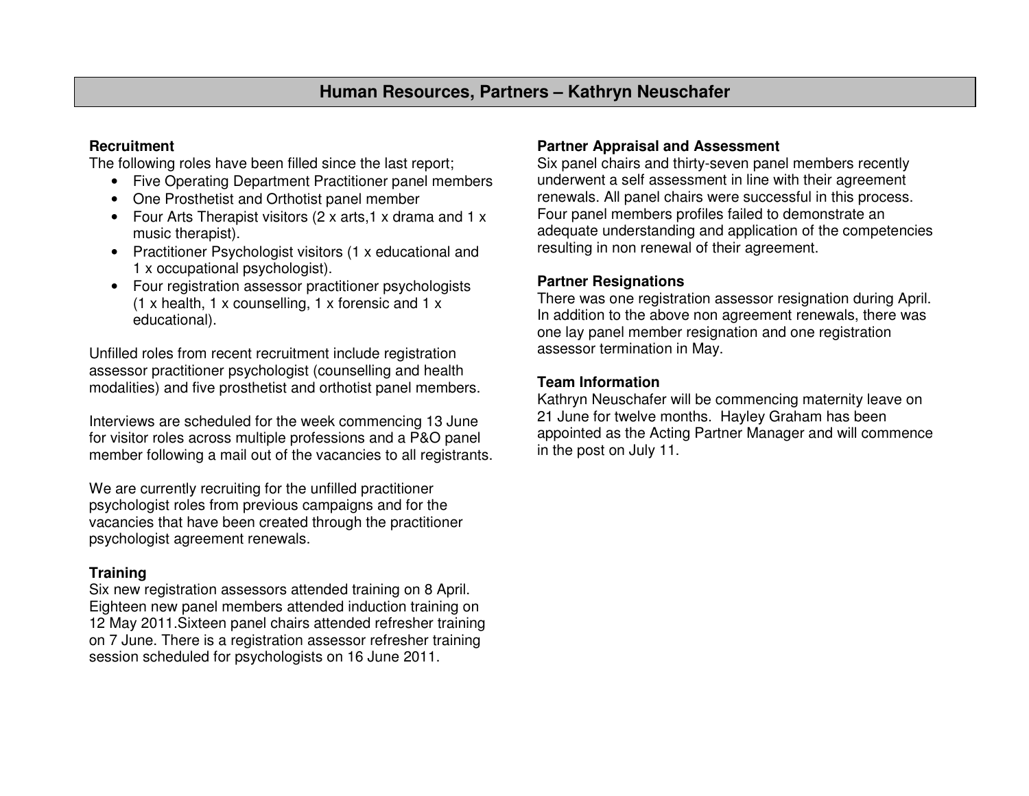# Human Resources, Partners – Kathryn Neuschafer

**Recruitment**
The following roles have been filled since the last report;

- Five Operating Department Practitioner panel members
- One Prosthetist and Orthotist panel member
- Four Arts Therapist visitors (2 x arts,1 x drama and 1 x music therapist).
- Practitioner Psychologist visitors (1 x educational and 1 x occupational psychologist).
- Four registration assessor practitioner psychologists (1 x health, 1 x counselling, 1 x forensic and 1 x educational).

Unfilled roles from recent recruitment include registration assessor practitioner psychologist (counselling and health modalities) and five prosthetist and orthotist panel members.

Interviews are scheduled for the week commencing 13 June for visitor roles across multiple professions and a P&O panel member following a mail out of the vacancies to all registrants.

We are currently recruiting for the unfilled practitioner psychologist roles from previous campaigns and for the vacancies that have been created through the practitioner psychologist agreement renewals.

**Training**
Six new registration assessors attended training on 8 April. Eighteen new panel members attended induction training on 12 May 2011.Sixteen panel chairs attended refresher training on 7 June. There is a registration assessor refresher training session scheduled for psychologists on 16 June 2011.

**Partner Appraisal and Assessment**
Six panel chairs and thirty-seven panel members recently underwent a self assessment in line with their agreement renewals. All panel chairs were successful in this process. Four panel members profiles failed to demonstrate an adequate understanding and application of the competencies resulting in non renewal of their agreement.

**Partner Resignations**
There was one registration assessor resignation during April. In addition to the above non agreement renewals, there was one lay panel member resignation and one registration assessor termination in May.

**Team Information**
Kathryn Neuschafer will be commencing maternity leave on 21 June for twelve months. Hayley Graham has been appointed as the Acting Partner Manager and will commence in the post on July 11.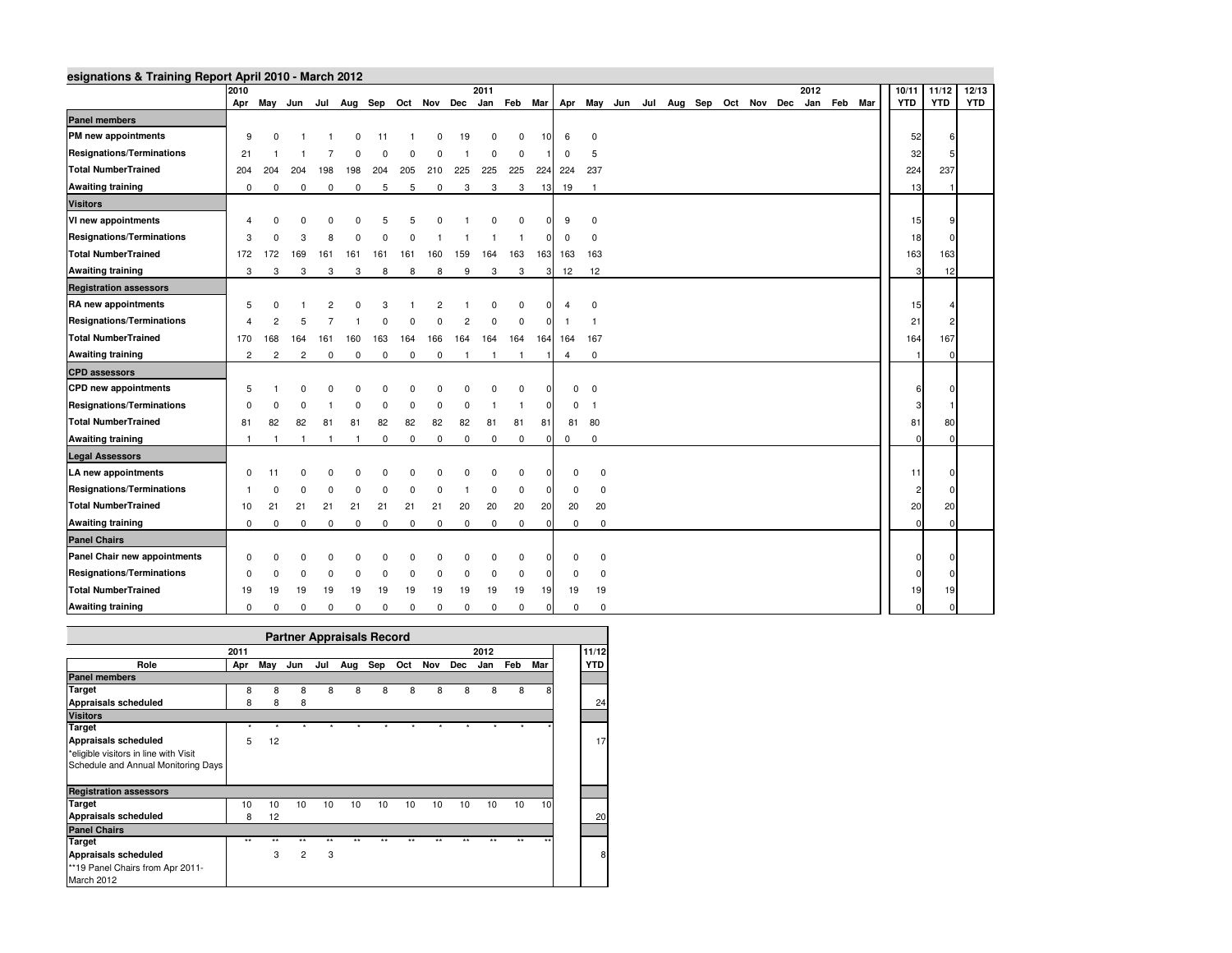## esignations & Training Report April 2010 - March 2012

| | 2010 | | | | | | | | | 2011 | | | | | | | | | | | | 2012 | | | 10/11 | 11/12 | 12/13 |
|---|---|---|---|---|---|---|---|---|---|---|---|---|---|---|---|---|---|---|---|---|---|---|---|---|---|---|---|
| | Apr | May | Jun | Jul | Aug | Sep | Oct | Nov | Dec | Jan | Feb | Mar | Apr | May | Jun | Jul | Aug | Sep | Oct | Nov | Dec | Jan | Feb | Mar | YTD | YTD | YTD |
| **Panel members** | | | | | | | | | | | | | | | | | | | | | | | | | | | |
| **PM new appointments** | 9 | 0 | 1 | 1 | 0 | 11 | 1 | 0 | 19 | 0 | 0 | 10 | 6 | 0 | | | | | | | | | | | 52 | 6 | |
| **Resignations/Terminations** | 21 | 1 | 1 | 7 | 0 | 0 | 0 | 0 | 1 | 0 | 0 | 1 | 0 | 5 | | | | | | | | | | | 32 | 5 | |
| **Total NumberTrained** | 204 | 204 | 204 | 198 | 198 | 204 | 205 | 210 | 225 | 225 | 225 | 224 | 224 | 237 | | | | | | | | | | | 224 | 237 | |
| **Awaiting training** | 0 | 0 | 0 | 0 | 0 | 5 | 5 | 0 | 3 | 3 | 3 | 13 | 19 | 1 | | | | | | | | | | | 13 | 1 | |
| **Visitors** | | | | | | | | | | | | | | | | | | | | | | | | | | | |
| **VI new appointments** | 4 | 0 | 0 | 0 | 0 | 5 | 5 | 0 | 1 | 0 | 0 | 0 | 9 | 0 | | | | | | | | | | | 15 | 9 | |
| **Resignations/Terminations** | 3 | 0 | 3 | 8 | 0 | 0 | 0 | 1 | 1 | 1 | 1 | 0 | 0 | 0 | | | | | | | | | | | 18 | 0 | |
| **Total NumberTrained** | 172 | 172 | 169 | 161 | 161 | 161 | 161 | 160 | 159 | 164 | 163 | 163 | 163 | 163 | | | | | | | | | | | 163 | 163 | |
| **Awaiting training** | 3 | 3 | 3 | 3 | 3 | 8 | 8 | 8 | 9 | 3 | 3 | 3 | 12 | 12 | | | | | | | | | | | 3 | 12 | |
| **Registration assessors** | | | | | | | | | | | | | | | | | | | | | | | | | | | |
| **RA new appointments** | 5 | 0 | 1 | 2 | 0 | 3 | 1 | 2 | 1 | 0 | 0 | 0 | 4 | 0 | | | | | | | | | | | 15 | 4 | |
| **Resignations/Terminations** | 4 | 2 | 5 | 7 | 1 | 0 | 0 | 0 | 2 | 0 | 0 | 0 | 1 | 1 | | | | | | | | | | | 21 | 2 | |
| **Total NumberTrained** | 170 | 168 | 164 | 161 | 160 | 163 | 164 | 166 | 164 | 164 | 164 | 164 | 164 | 167 | | | | | | | | | | | 164 | 167 | |
| **Awaiting training** | 2 | 2 | 2 | 0 | 0 | 0 | 0 | 0 | 1 | 1 | 1 | 1 | 4 | 0 | | | | | | | | | | | 1 | 0 | |
| **CPD assessors** | | | | | | | | | | | | | | | | | | | | | | | | | | | |
| **CPD new appointments** | 5 | 1 | 0 | 0 | 0 | 0 | 0 | 0 | 0 | 0 | 0 | 0 | 0 | 0 | | | | | | | | | | | 6 | 0 | |
| **Resignations/Terminations** | 0 | 0 | 0 | 1 | 0 | 0 | 0 | 0 | 0 | 1 | 1 | 0 | 0 | 1 | | | | | | | | | | | 3 | 1 | |
| **Total NumberTrained** | 81 | 82 | 82 | 81 | 81 | 82 | 82 | 82 | 82 | 81 | 81 | 81 | 81 | 80 | | | | | | | | | | | 81 | 80 | |
| **Awaiting training** | 1 | 1 | 1 | 1 | 1 | 0 | 0 | 0 | 0 | 0 | 0 | 0 | 0 | 0 | | | | | | | | | | | 0 | 0 | |
| **Legal Assessors** | | | | | | | | | | | | | | | | | | | | | | | | | | | |
| **LA new appointments** | 0 | 11 | 0 | 0 | 0 | 0 | 0 | 0 | 0 | 0 | 0 | 0 | 0 | 0 | | | | | | | | | | | 11 | 0 | |
| **Resignations/Terminations** | 1 | 0 | 0 | 0 | 0 | 0 | 0 | 0 | 1 | 0 | 0 | 0 | 0 | 0 | | | | | | | | | | | 2 | 0 | |
| **Total NumberTrained** | 10 | 21 | 21 | 21 | 21 | 21 | 21 | 21 | 20 | 20 | 20 | 20 | 20 | 20 | | | | | | | | | | | 20 | 20 | |
| **Awaiting training** | 0 | 0 | 0 | 0 | 0 | 0 | 0 | 0 | 0 | 0 | 0 | 0 | 0 | 0 | | | | | | | | | | | 0 | 0 | |
| **Panel Chairs** | | | | | | | | | | | | | | | | | | | | | | | | | | | |
| **Panel Chair new appointments** | 0 | 0 | 0 | 0 | 0 | 0 | 0 | 0 | 0 | 0 | 0 | 0 | 0 | 0 | | | | | | | | | | | 0 | 0 | |
| **Resignations/Terminations** | 0 | 0 | 0 | 0 | 0 | 0 | 0 | 0 | 0 | 0 | 0 | 0 | 0 | 0 | | | | | | | | | | | 0 | 0 | |
| **Total NumberTrained** | 19 | 19 | 19 | 19 | 19 | 19 | 19 | 19 | 19 | 19 | 19 | 19 | 19 | 19 | | | | | | | | | | | 19 | 19 | |
| **Awaiting training** | 0 | 0 | 0 | 0 | 0 | 0 | 0 | 0 | 0 | 0 | 0 | 0 | 0 | 0 | | | | | | | | | | | 0 | 0 | |

## Partner Appraisals Record

| | 2011 | | | | | | | | | 2012 | | | 11/12 |
|---|---|---|---|---|---|---|---|---|---|---|---|---|---|
| **Role** | Apr | May | Jun | Jul | Aug | Sep | Oct | Nov | Dec | Jan | Feb | Mar | YTD |
| **Panel members** | | | | | | | | | | | | | |
| **Target** | 8 | 8 | 8 | 8 | 8 | 8 | 8 | 8 | 8 | 8 | 8 | 8 | |
| **Appraisals scheduled** | 8 | 8 | 8 | | | | | | | | | | 24 |
| **Visitors** | | | | | | | | | | | | | |
| **Target** | * | * | * | * | * | * | * | * | * | * | * | * | |
| **Appraisals scheduled** | 5 | 12 | | | | | | | | | | | 17 |
| *eligible visitors in line with Visit Schedule and Annual Monitoring Days | | | | | | | | | | | | | |
| **Registration assessors** | | | | | | | | | | | | | |
| **Target** | 10 | 10 | 10 | 10 | 10 | 10 | 10 | 10 | 10 | 10 | 10 | 10 | |
| **Appraisals scheduled** | 8 | 12 | | | | | | | | | | | 20 |
| **Panel Chairs** | | | | | | | | | | | | | |
| **Target** | ** | ** | ** | ** | ** | ** | ** | ** | ** | ** | ** | ** | |
| **Appraisals scheduled** | | 3 | 2 | 3 | | | | | | | | | 8 |
| **19 Panel Chairs from Apr 2011-March 2012 | | | | | | | | | | | | | |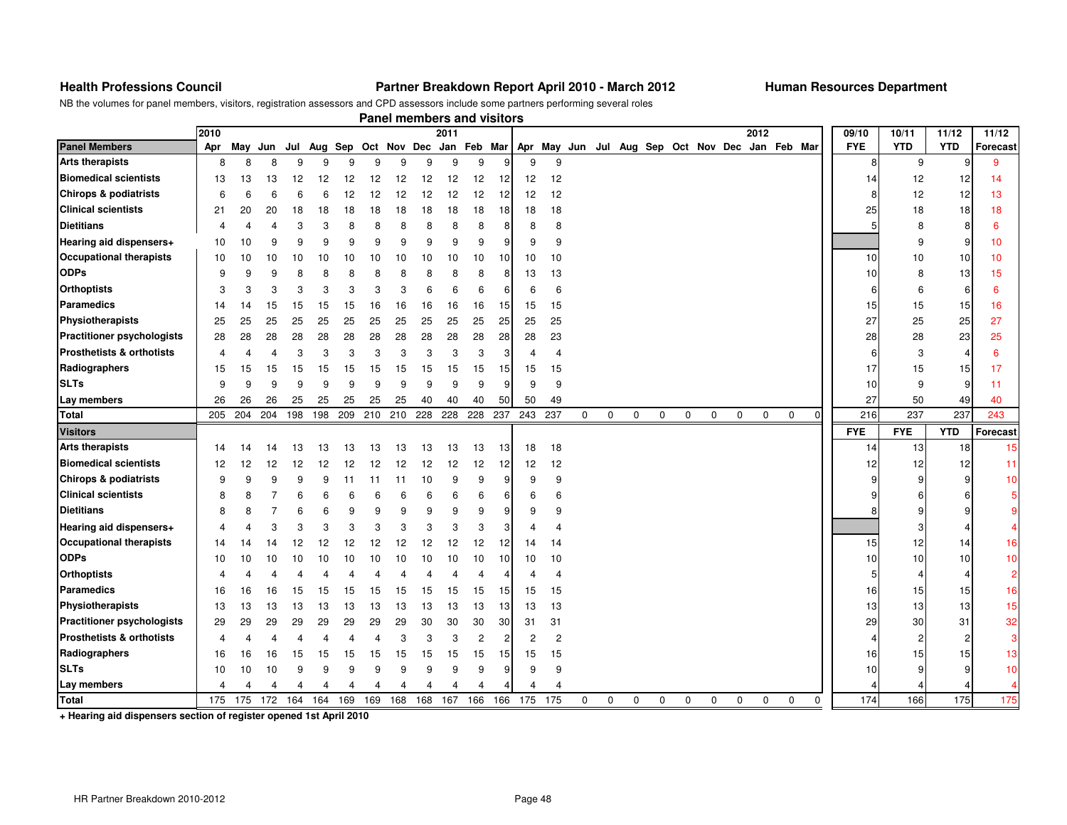**Health Professions Council** **Partner Breakdown Report April 2010 - March 2012** **Human Resources Department**

NB the volumes for panel members, visitors, registration assessors and CPD assessors include some partners performing several roles

## Panel members and visitors

| | 2010 | | | | | | | | | 2011 | | | | | | | | | | | | | | 2012 | | | 09/10 | 10/11 | 11/12 | 11/12 |
|---|---|---|---|---|---|---|---|---|---|---|---|---|---|---|---|---|---|---|---|---|---|---|---|---|---|---|---|---|---|---|
| **Panel Members** | Apr | May | Jun | Jul | Aug | Sep | Oct | Nov | Dec | Jan | Feb | Mar | Apr | May | Jun | Jul | Aug | Sep | Oct | Nov | Dec | Jan | Feb | Mar | FYE | YTD | YTD | Forecast |
| **Arts therapists** | 8 | 8 | 8 | 9 | 9 | 9 | 9 | 9 | 9 | 9 | 9 | 9 | 9 | 9 | | | | | | | | | | | 8 | 9 | 9 | 9 |
| **Biomedical scientists** | 13 | 13 | 13 | 12 | 12 | 12 | 12 | 12 | 12 | 12 | 12 | 12 | 12 | 12 | | | | | | | | | | | 14 | 12 | 12 | 14 |
| **Chirops & podiatrists** | 6 | 6 | 6 | 6 | 6 | 12 | 12 | 12 | 12 | 12 | 12 | 12 | 12 | 12 | | | | | | | | | | | 8 | 12 | 12 | 13 |
| **Clinical scientists** | 21 | 20 | 20 | 18 | 18 | 18 | 18 | 18 | 18 | 18 | 18 | 18 | 18 | 18 | | | | | | | | | | | 25 | 18 | 18 | 18 |
| **Dietitians** | 4 | 4 | 4 | 3 | 3 | 8 | 8 | 8 | 8 | 8 | 8 | 8 | 8 | 8 | | | | | | | | | | | 5 | 8 | 8 | 6 |
| **Hearing aid dispensers+** | 10 | 10 | 9 | 9 | 9 | 9 | 9 | 9 | 9 | 9 | 9 | 9 | 9 | 9 | | | | | | | | | | | | 9 | 9 | 10 |
| **Occupational therapists** | 10 | 10 | 10 | 10 | 10 | 10 | 10 | 10 | 10 | 10 | 10 | 10 | 10 | 10 | | | | | | | | | | | 10 | 10 | 10 | 10 |
| **ODPs** | 9 | 9 | 9 | 8 | 8 | 8 | 8 | 8 | 8 | 8 | 8 | 8 | 13 | 13 | | | | | | | | | | | 10 | 8 | 13 | 15 |
| **Orthoptists** | 3 | 3 | 3 | 3 | 3 | 3 | 3 | 3 | 6 | 6 | 6 | 6 | 6 | 6 | | | | | | | | | | | 6 | 6 | 6 | 6 |
| **Paramedics** | 14 | 14 | 15 | 15 | 15 | 15 | 16 | 16 | 16 | 16 | 16 | 15 | 15 | 15 | | | | | | | | | | | 15 | 15 | 15 | 16 |
| **Physiotherapists** | 25 | 25 | 25 | 25 | 25 | 25 | 25 | 25 | 25 | 25 | 25 | 25 | 25 | 25 | | | | | | | | | | | 27 | 25 | 25 | 27 |
| **Practitioner psychologists** | 28 | 28 | 28 | 28 | 28 | 28 | 28 | 28 | 28 | 28 | 28 | 28 | 28 | 23 | | | | | | | | | | | 28 | 28 | 23 | 25 |
| **Prosthetists & orthotists** | 4 | 4 | 4 | 3 | 3 | 3 | 3 | 3 | 3 | 3 | 3 | 3 | 4 | 4 | | | | | | | | | | | 6 | 3 | 4 | 6 |
| **Radiographers** | 15 | 15 | 15 | 15 | 15 | 15 | 15 | 15 | 15 | 15 | 15 | 15 | 15 | 15 | | | | | | | | | | | 17 | 15 | 15 | 17 |
| **SLTs** | 9 | 9 | 9 | 9 | 9 | 9 | 9 | 9 | 9 | 9 | 9 | 9 | 9 | 9 | | | | | | | | | | | 10 | 9 | 9 | 11 |
| **Lay members** | 26 | 26 | 26 | 25 | 25 | 25 | 25 | 25 | 40 | 40 | 40 | 50 | 50 | 49 | | | | | | | | | | | 27 | 50 | 49 | 40 |
| **Total** | 205 | 204 | 204 | 198 | 198 | 209 | 210 | 210 | 228 | 228 | 228 | 237 | 243 | 237 | 0 | 0 | 0 | 0 | 0 | 0 | 0 | 0 | 0 | 0 | 216 | 237 | 237 | 243 |
| **Visitors** | | | | | | | | | | | | | | | | | | | | | | | | | FYE | FYE | YTD | Forecast |
| **Arts therapists** | 14 | 14 | 14 | 13 | 13 | 13 | 13 | 13 | 13 | 13 | 13 | 13 | 18 | 18 | | | | | | | | | | | 14 | 13 | 18 | 15 |
| **Biomedical scientists** | 12 | 12 | 12 | 12 | 12 | 12 | 12 | 12 | 12 | 12 | 12 | 12 | 12 | 12 | | | | | | | | | | | 12 | 12 | 12 | 11 |
| **Chirops & podiatrists** | 9 | 9 | 9 | 9 | 9 | 11 | 11 | 11 | 10 | 9 | 9 | 9 | 9 | 9 | | | | | | | | | | | 9 | 9 | 9 | 10 |
| **Clinical scientists** | 8 | 8 | 7 | 6 | 6 | 6 | 6 | 6 | 6 | 6 | 6 | 6 | 6 | 6 | | | | | | | | | | | 9 | 6 | 6 | 5 |
| **Dietitians** | 8 | 8 | 7 | 6 | 6 | 9 | 9 | 9 | 9 | 9 | 9 | 9 | 9 | 9 | | | | | | | | | | | 8 | 9 | 9 | 9 |
| **Hearing aid dispensers+** | 4 | 4 | 3 | 3 | 3 | 3 | 3 | 3 | 3 | 3 | 3 | 3 | 4 | 4 | | | | | | | | | | | | 3 | 4 | 4 |
| **Occupational therapists** | 14 | 14 | 14 | 12 | 12 | 12 | 12 | 12 | 12 | 12 | 12 | 12 | 14 | 14 | | | | | | | | | | | 15 | 12 | 14 | 16 |
| **ODPs** | 10 | 10 | 10 | 10 | 10 | 10 | 10 | 10 | 10 | 10 | 10 | 10 | 10 | 10 | | | | | | | | | | | 10 | 10 | 10 | 10 |
| **Orthoptists** | 4 | 4 | 4 | 4 | 4 | 4 | 4 | 4 | 4 | 4 | 4 | 4 | 4 | 4 | | | | | | | | | | | 5 | 4 | 4 | 2 |
| **Paramedics** | 16 | 16 | 16 | 15 | 15 | 15 | 15 | 15 | 15 | 15 | 15 | 15 | 15 | 15 | | | | | | | | | | | 16 | 15 | 15 | 16 |
| **Physiotherapists** | 13 | 13 | 13 | 13 | 13 | 13 | 13 | 13 | 13 | 13 | 13 | 13 | 13 | 13 | | | | | | | | | | | 13 | 13 | 13 | 15 |
| **Practitioner psychologists** | 29 | 29 | 29 | 29 | 29 | 29 | 29 | 29 | 30 | 30 | 30 | 30 | 31 | 31 | | | | | | | | | | | 29 | 30 | 31 | 32 |
| **Prosthetists & orthotists** | 4 | 4 | 4 | 4 | 4 | 4 | 4 | 3 | 3 | 3 | 2 | 2 | 2 | 2 | | | | | | | | | | | 4 | 2 | 2 | 3 |
| **Radiographers** | 16 | 16 | 16 | 15 | 15 | 15 | 15 | 15 | 15 | 15 | 15 | 15 | 15 | 15 | | | | | | | | | | | 16 | 15 | 15 | 13 |
| **SLTs** | 10 | 10 | 10 | 9 | 9 | 9 | 9 | 9 | 9 | 9 | 9 | 9 | 9 | 9 | | | | | | | | | | | 10 | 9 | 9 | 10 |
| **Lay members** | 4 | 4 | 4 | 4 | 4 | 4 | 4 | 4 | 4 | 4 | 4 | 4 | 4 | 4 | | | | | | | | | | | 4 | 4 | 4 | 4 |
| **Total** | 175 | 175 | 172 | 164 | 164 | 169 | 169 | 168 | 168 | 167 | 166 | 166 | 175 | 175 | 0 | 0 | 0 | 0 | 0 | 0 | 0 | 0 | 0 | 0 | 174 | 166 | 175 | 175 |

**+ Hearing aid dispensers section of register opened 1st April 2010**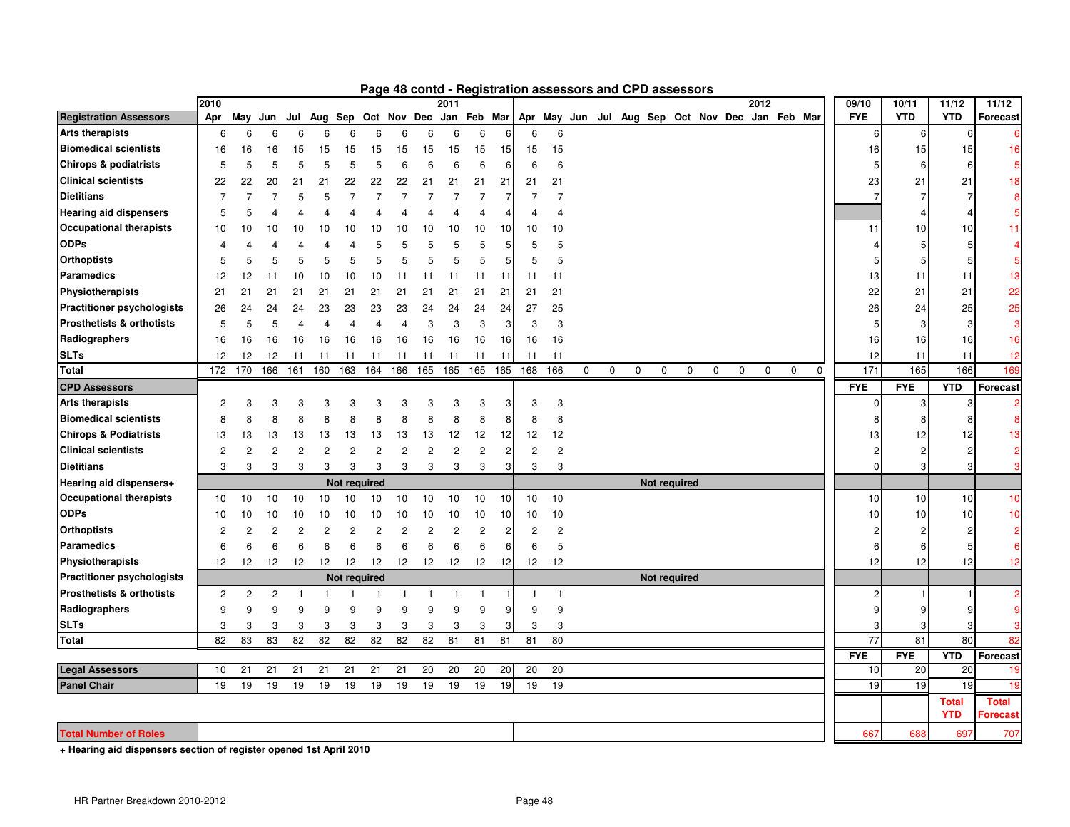## Page 48 contd - Registration assessors and CPD assessors

| Registration Assessors | 2010 Apr | May | Jun | Jul | Aug | Sep | Oct | Nov | Dec | 2011 Jan | Feb | Mar | Apr | May | Jun | Jul | Aug | Sep | Oct | Nov | Dec | 2012 Jan | Feb | Mar | 09/10 FYE | 10/11 YTD | 11/12 YTD | 11/12 Forecast |
|---|---|---|---|---|---|---|---|---|---|---|---|---|---|---|---|---|---|---|---|---|---|---|---|---|---|---|---|---|
| Arts therapists | 6 | 6 | 6 | 6 | 6 | 6 | 6 | 6 | 6 | 6 | 6 | 6 | 6 | 6 | | | | | | | | | | | 6 | 6 | 6 | 6 |
| Biomedical scientists | 16 | 16 | 16 | 15 | 15 | 15 | 15 | 15 | 15 | 15 | 15 | 15 | 15 | 15 | | | | | | | | | | | 16 | 15 | 15 | 16 |
| Chirops & podiatrists | 5 | 5 | 5 | 5 | 5 | 5 | 5 | 6 | 6 | 6 | 6 | 6 | 6 | 6 | | | | | | | | | | | 5 | 6 | 6 | 5 |
| Clinical scientists | 22 | 22 | 20 | 21 | 21 | 22 | 22 | 22 | 21 | 21 | 21 | 21 | 21 | 21 | | | | | | | | | | | 23 | 21 | 21 | 18 |
| Dietitians | 7 | 7 | 7 | 5 | 5 | 7 | 7 | 7 | 7 | 7 | 7 | 7 | 7 | 7 | | | | | | | | | | | 7 | 7 | 7 | 8 |
| Hearing aid dispensers | 5 | 5 | 4 | 4 | 4 | 4 | 4 | 4 | 4 | 4 | 4 | 4 | 4 | 4 | | | | | | | | | | | | 4 | 4 | 5 |
| Occupational therapists | 10 | 10 | 10 | 10 | 10 | 10 | 10 | 10 | 10 | 10 | 10 | 10 | 10 | 10 | | | | | | | | | | | 11 | 10 | 10 | 11 |
| ODPs | 4 | 4 | 4 | 4 | 4 | 4 | 5 | 5 | 5 | 5 | 5 | 5 | 5 | 5 | | | | | | | | | | | 4 | 5 | 5 | 4 |
| Orthoptists | 5 | 5 | 5 | 5 | 5 | 5 | 5 | 5 | 5 | 5 | 5 | 5 | 5 | 5 | | | | | | | | | | | 5 | 5 | 5 | 5 |
| Paramedics | 12 | 12 | 11 | 10 | 10 | 10 | 10 | 11 | 11 | 11 | 11 | 11 | 11 | 11 | | | | | | | | | | | 13 | 11 | 11 | 13 |
| Physiotherapists | 21 | 21 | 21 | 21 | 21 | 21 | 21 | 21 | 21 | 21 | 21 | 21 | 21 | 21 | | | | | | | | | | | 22 | 21 | 21 | 22 |
| Practitioner psychologists | 26 | 24 | 24 | 24 | 23 | 23 | 23 | 23 | 24 | 24 | 24 | 24 | 27 | 25 | | | | | | | | | | | 26 | 24 | 25 | 25 |
| Prosthetists & orthotists | 5 | 5 | 5 | 4 | 4 | 4 | 4 | 4 | 3 | 3 | 3 | 3 | 3 | 3 | | | | | | | | | | | 5 | 3 | 3 | 3 |
| Radiographers | 16 | 16 | 16 | 16 | 16 | 16 | 16 | 16 | 16 | 16 | 16 | 16 | 16 | 16 | | | | | | | | | | | 16 | 16 | 16 | 16 |
| SLTs | 12 | 12 | 12 | 11 | 11 | 11 | 11 | 11 | 11 | 11 | 11 | 11 | 11 | 11 | | | | | | | | | | | 12 | 11 | 11 | 12 |
| Total | 172 | 170 | 166 | 161 | 160 | 163 | 164 | 166 | 165 | 165 | 165 | 165 | 168 | 166 | 0 | 0 | 0 | 0 | 0 | 0 | 0 | 0 | 0 | 0 | 171 | 165 | 166 | 169 |
| **CPD Assessors** | | | | | | | | | | | | | | | | | | | | | | | | | FYE | FYE | YTD | Forecast |
| Arts therapists | 2 | 3 | 3 | 3 | 3 | 3 | 3 | 3 | 3 | 3 | 3 | 3 | 3 | 3 | | | | | | | | | | | 0 | 3 | 3 | 2 |
| Biomedical scientists | 8 | 8 | 8 | 8 | 8 | 8 | 8 | 8 | 8 | 8 | 8 | 8 | 8 | 8 | | | | | | | | | | | 8 | 8 | 8 | 8 |
| Chirops & Podiatrists | 13 | 13 | 13 | 13 | 13 | 13 | 13 | 13 | 13 | 12 | 12 | 12 | 12 | 12 | | | | | | | | | | | 13 | 12 | 12 | 13 |
| Clinical scientists | 2 | 2 | 2 | 2 | 2 | 2 | 2 | 2 | 2 | 2 | 2 | 2 | 2 | 2 | | | | | | | | | | | 2 | 2 | 2 | 2 |
| Dietitians | 3 | 3 | 3 | 3 | 3 | 3 | 3 | 3 | 3 | 3 | 3 | 3 | 3 | 3 | | | | | | | | | | | 0 | 3 | 3 | 3 |
| Hearing aid dispensers+ | Not required | | | | | | | | | | | | Not required | | | | | | | | | | | | | | | |
| Occupational therapists | 10 | 10 | 10 | 10 | 10 | 10 | 10 | 10 | 10 | 10 | 10 | 10 | 10 | 10 | | | | | | | | | | | 10 | 10 | 10 | 10 |
| ODPs | 10 | 10 | 10 | 10 | 10 | 10 | 10 | 10 | 10 | 10 | 10 | 10 | 10 | 10 | | | | | | | | | | | 10 | 10 | 10 | 10 |
| Orthoptists | 2 | 2 | 2 | 2 | 2 | 2 | 2 | 2 | 2 | 2 | 2 | 2 | 2 | 2 | | | | | | | | | | | 2 | 2 | 2 | 2 |
| Paramedics | 6 | 6 | 6 | 6 | 6 | 6 | 6 | 6 | 6 | 6 | 6 | 6 | 6 | 5 | | | | | | | | | | | 6 | 6 | 5 | 6 |
| Physiotherapists | 12 | 12 | 12 | 12 | 12 | 12 | 12 | 12 | 12 | 12 | 12 | 12 | 12 | 12 | | | | | | | | | | | 12 | 12 | 12 | 12 |
| Practitioner psychologists | Not required | | | | | | | | | | | | Not required | | | | | | | | | | | | | | | |
| Prosthetists & orthotists | 2 | 2 | 2 | 1 | 1 | 1 | 1 | 1 | 1 | 1 | 1 | 1 | 1 | 1 | | | | | | | | | | | 2 | 1 | 1 | 2 |
| Radiographers | 9 | 9 | 9 | 9 | 9 | 9 | 9 | 9 | 9 | 9 | 9 | 9 | 9 | 9 | | | | | | | | | | | 9 | 9 | 9 | 9 |
| SLTs | 3 | 3 | 3 | 3 | 3 | 3 | 3 | 3 | 3 | 3 | 3 | 3 | 3 | 3 | | | | | | | | | | | 3 | 3 | 3 | 3 |
| Total | 82 | 83 | 83 | 82 | 82 | 82 | 82 | 82 | 82 | 81 | 81 | 81 | 81 | 80 | | | | | | | | | | | 77 | 81 | 80 | 82 |
| | | | | | | | | | | | | | | | | | | | | | | | | | FYE | FYE | YTD | Forecast |
| **Legal Assessors** | 10 | 21 | 21 | 21 | 21 | 21 | 21 | 21 | 20 | 20 | 20 | 20 | 20 | 20 | | | | | | | | | | | 10 | 20 | 20 | 19 |
| **Panel Chair** | 19 | 19 | 19 | 19 | 19 | 19 | 19 | 19 | 19 | 19 | 19 | 19 | 19 | 19 | | | | | | | | | | | 19 | 19 | 19 | 19 |
| | | | | | | | | | | | | | | | | | | | | | | | | | | | Total YTD | Total Forecast |
| **Total Number of Roles** | | | | | | | | | | | | | | | | | | | | | | | | | 667 | 688 | 697 | 707 |

+ Hearing aid dispensers section of register opened 1st April 2010